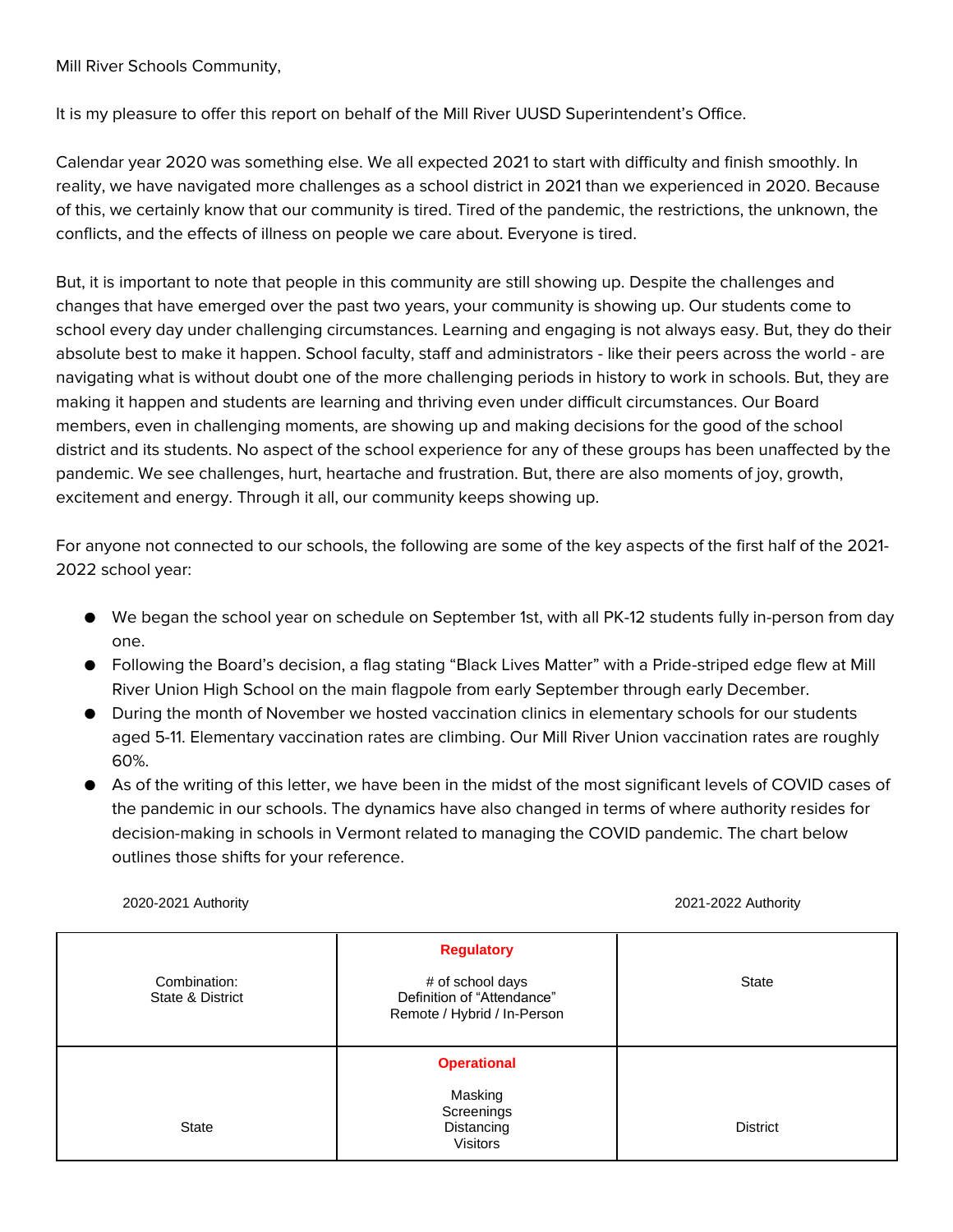Mill River Schools Community,

It is my pleasure to offer this report on behalf of the Mill River UUSD Superintendent's Office.

Calendar year 2020 was something else. We all expected 2021 to start with difficulty and finish smoothly. In reality, we have navigated more challenges as a school district in 2021 than we experienced in 2020. Because of this, we certainly know that our community is tired. Tired of the pandemic, the restrictions, the unknown, the conflicts, and the effects of illness on people we care about. Everyone is tired.

But, it is important to note that people in this community are still showing up. Despite the challenges and changes that have emerged over the past two years, your community is showing up. Our students come to school every day under challenging circumstances. Learning and engaging is not always easy. But, they do their absolute best to make it happen. School faculty, staff and administrators - like their peers across the world - are navigating what is without doubt one of the more challenging periods in history to work in schools. But, they are making it happen and students are learning and thriving even under difficult circumstances. Our Board members, even in challenging moments, are showing up and making decisions for the good of the school district and its students. No aspect of the school experience for any of these groups has been unaffected by the pandemic. We see challenges, hurt, heartache and frustration. But, there are also moments of joy, growth, excitement and energy. Through it all, our community keeps showing up.

For anyone not connected to our schools, the following are some of the key aspects of the first half of the 2021-2022 school year:

- We began the school year on schedule on September 1st, with all PK-12 students fully in-person from day one.
- Following the Board's decision, a flag stating "Black Lives Matter" with a Pride-striped edge flew at Mill River Union High School on the main flagpole from early September through early December.
- During the month of November we hosted vaccination clinics in elementary schools for our students aged 5-11. Elementary vaccination rates are climbing. Our Mill River Union vaccination rates are roughly 60%.
- As of the writing of this letter, we have been in the midst of the most significant levels of COVID cases of the pandemic in our schools. The dynamics have also changed in terms of where authority resides for decision-making in schools in Vermont related to managing the COVID pandemic. The chart below outlines those shifts for your reference.

| 2020-2021 Authority | | 2021-2022 Authority |
|---|---|---|
| Combination: State & District | **Regulatory**<br># of school days<br>Definition of "Attendance"<br>Remote / Hybrid / In-Person | State |
| State | **Operational**<br>Masking<br>Screenings<br>Distancing<br>Visitors | District |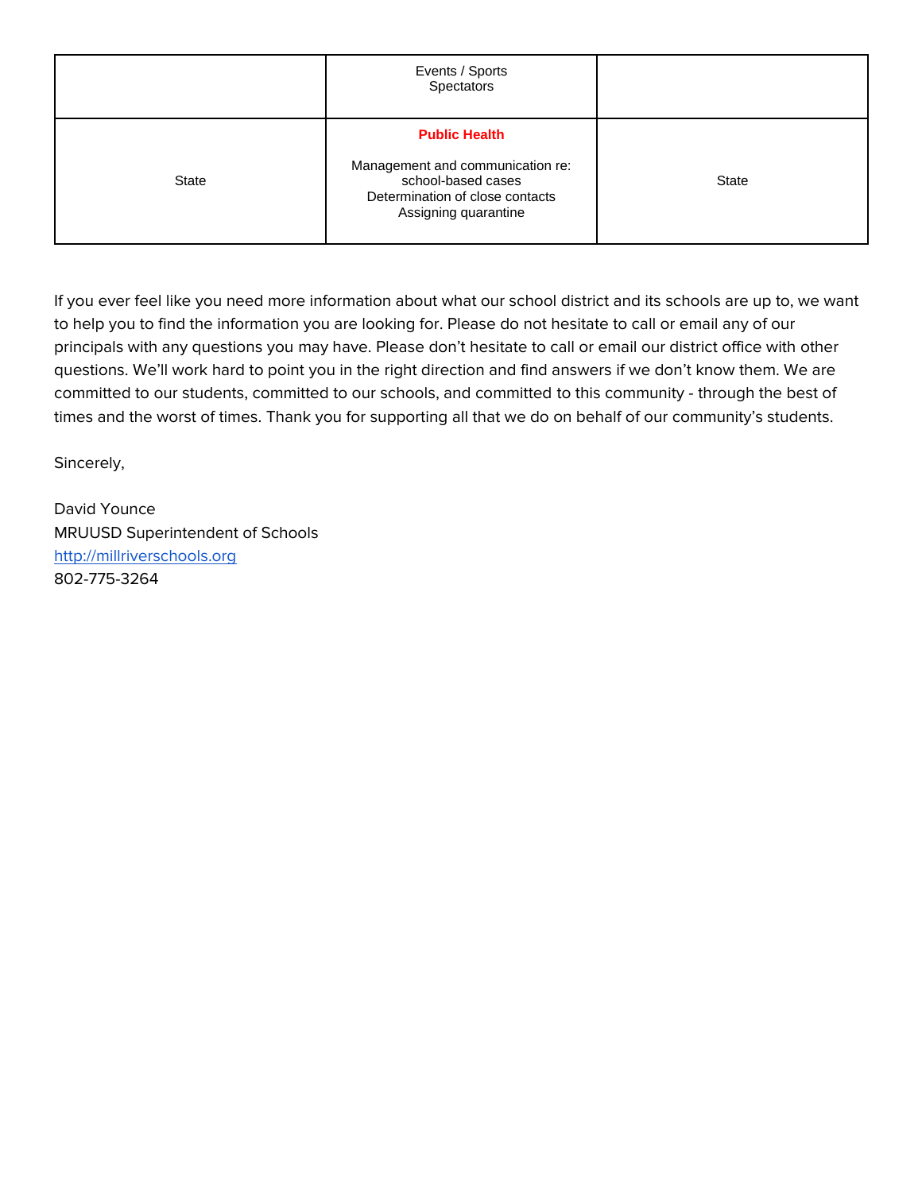| | | |
|---|---|---|
| | Events / Sports<br>Spectators | |
| State | **Public Health**<br><br>Management and communication re: school-based cases<br>Determination of close contacts<br>Assigning quarantine | State |

If you ever feel like you need more information about what our school district and its schools are up to, we want to help you to find the information you are looking for. Please do not hesitate to call or email any of our principals with any questions you may have. Please don't hesitate to call or email our district office with other questions. We'll work hard to point you in the right direction and find answers if we don't know them. We are committed to our students, committed to our schools, and committed to this community - through the best of times and the worst of times. Thank you for supporting all that we do on behalf of our community's students.

Sincerely,

David Younce
MRUUSD Superintendent of Schools
[http://millriverschools.org](http://millriverschools.org)
802-775-3264